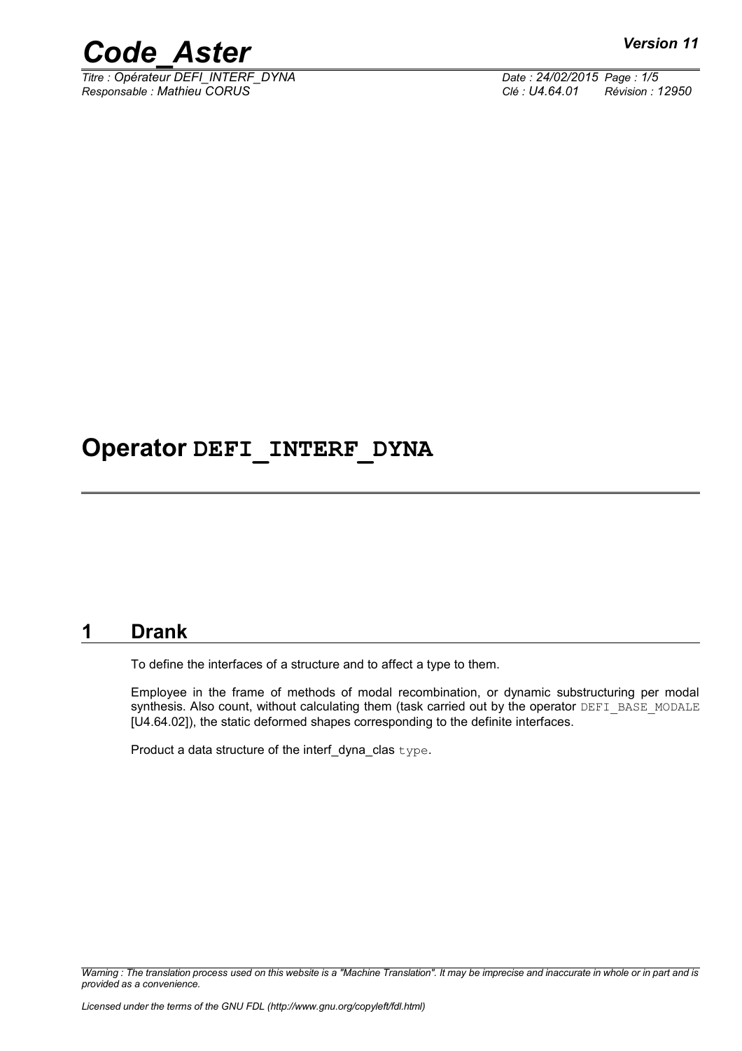# Operator DEFI_INTERF_DYNA

## 1 Drank

To define the interfaces of a structure and to affect a type to them.

Employee in the frame of methods of modal recombination, or dynamic substructuring per modal synthesis. Also count, without calculating them (task carried out by the operator DEFI_BASE_MODALE [U4.64.02]), the static deformed shapes corresponding to the definite interfaces.

Product a data structure of the interf_dyna_clas type.

*Warning : The translation process used on this website is a "Machine Translation". It may be imprecise and inaccurate in whole or in part and is provided as a convenience.*

*Licensed under the terms of the GNU FDL (http://www.gnu.org/copyleft/fdl.html)*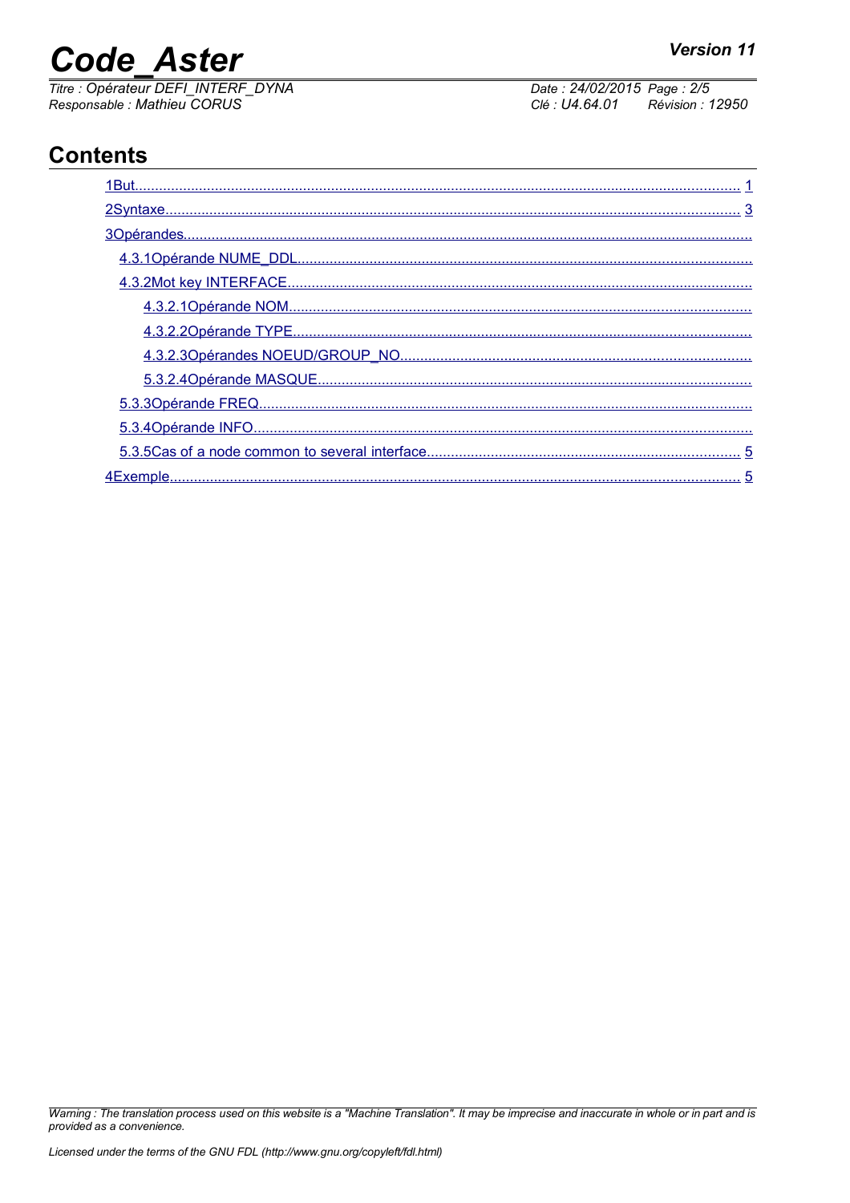# Contents

1But........................................................................................................................................... 1

2Syntaxe..................................................................................................................................... 3

3Opérandes.....................................................................................................................................

4.3.1Opérande NUME_DDL.........................................................................................................

4.3.2Mot key INTERFACE.............................................................................................................

4.3.2.1Opérande NOM.................................................................................................................

4.3.2.2Opérande TYPE.................................................................................................................

4.3.2.3Opérandes NOEUD/GROUP_NO.......................................................................................

5.3.2.4Opérande MASQUE...........................................................................................................

5.3.3Opérande FREQ.......................................................................................................................

5.3.4Opérande INFO........................................................................................................................

5.3.5Cas of a node common to several interface............................................................................ 5

4Exemple..................................................................................................................................... 5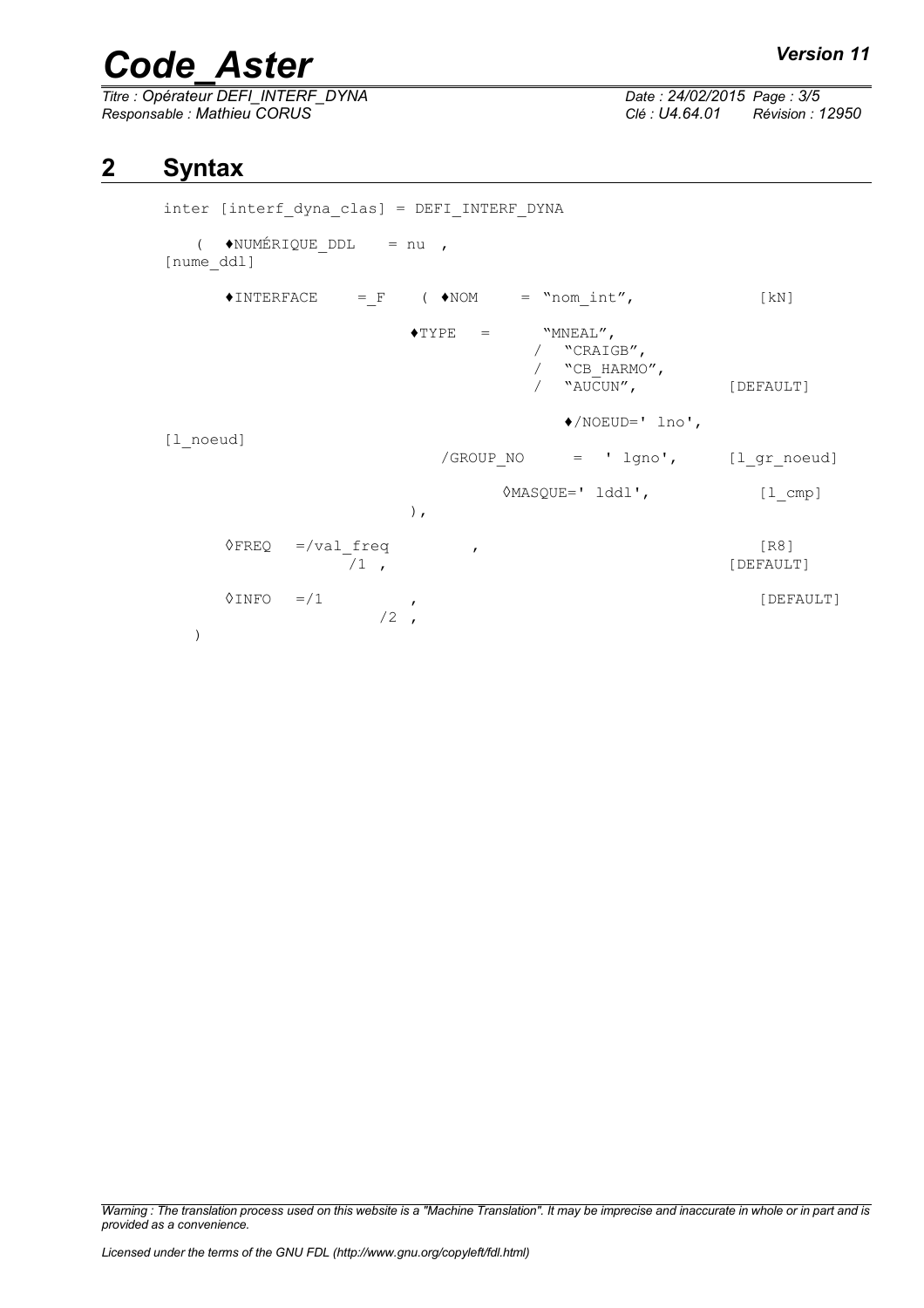# 2 Syntax

```
inter [interf_dyna_clas] = DEFI_INTERF_DYNA

   (  ♦NUMÉRIQUE_DDL    = nu  ,
[nume_ddl]

      ♦INTERFACE     = _F    ( ♦NOM      = "nom_int",              [kN]

                              ♦TYPE   =       "MNEAL",
                                            /  "CRAIGB",
                                            /  "CB_HARMO",
                                            /  "AUCUN",          [DEFAULT]

                                               ♦/NOEUD=' lno',
[l_noeud]
                                  /GROUP_NO      =  ' lgno',      [l_gr_noeud]

                                       ◊MASQUE=' lddl',           [l_cmp]
                              ),

      ◊FREQ   =/val_freq          ,                                [R8]
                /1  ,                                         [DEFAULT]

      ◊INFO   =/1              ,                              [DEFAULT]
                        /2  ,
   )
```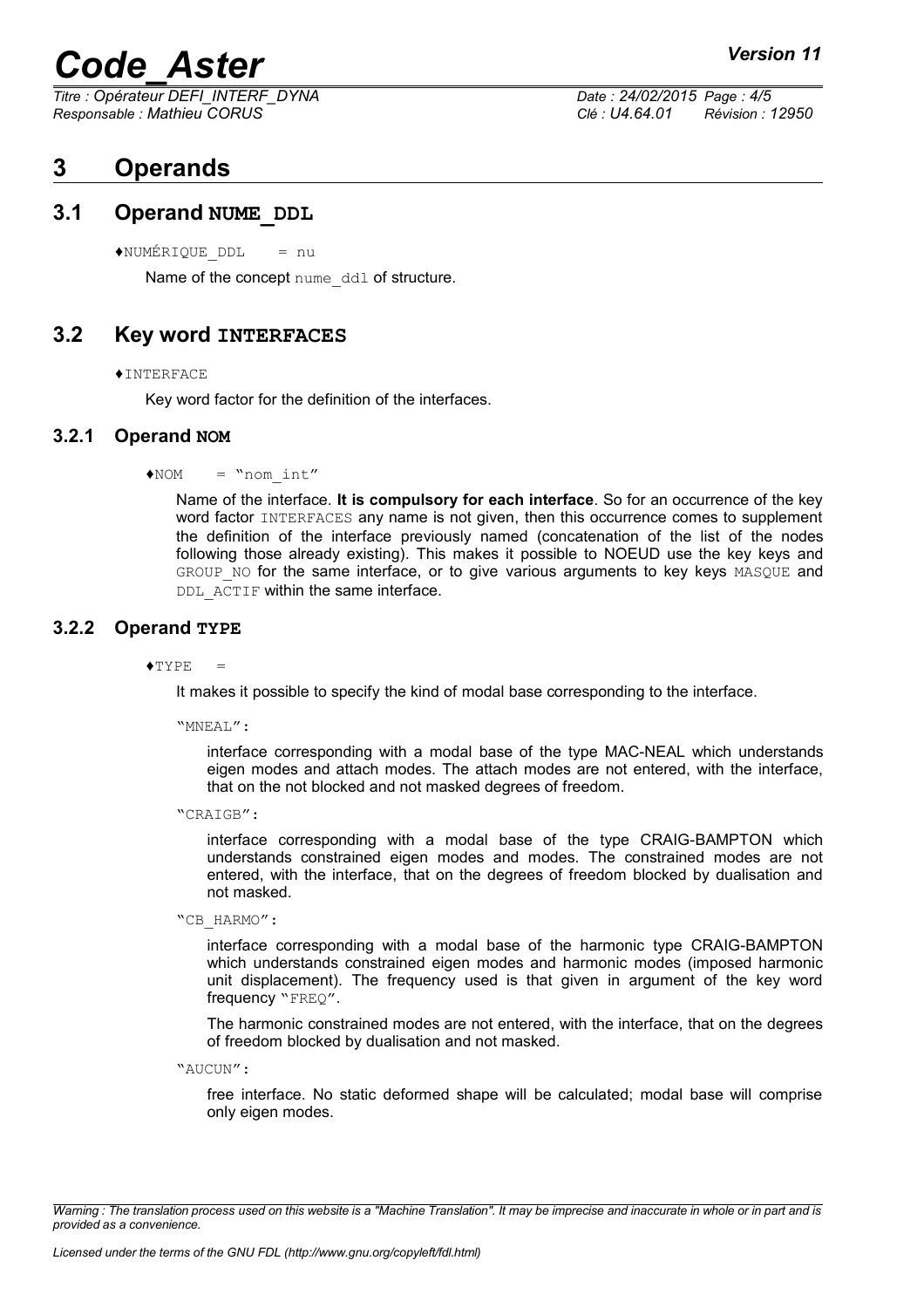# 3 Operands

## 3.1 Operand NUME_DDL

♦NUMÉRIQUE_DDL = nu

Name of the concept nume_ddl of structure.

## 3.2 Key word INTERFACES

♦INTERFACE

Key word factor for the definition of the interfaces.

### 3.2.1 Operand NOM

♦NOM = "nom_int"

Name of the interface. **It is compulsory for each interface**. So for an occurrence of the key word factor INTERFACES any name is not given, then this occurrence comes to supplement the definition of the interface previously named (concatenation of the list of the nodes following those already existing). This makes it possible to NOEUD use the key keys and GROUP_NO for the same interface, or to give various arguments to key keys MASQUE and DDL_ACTIF within the same interface.

### 3.2.2 Operand TYPE

♦TYPE =

It makes it possible to specify the kind of modal base corresponding to the interface.

"MNEAL":

interface corresponding with a modal base of the type MAC-NEAL which understands eigen modes and attach modes. The attach modes are not entered, with the interface, that on the not blocked and not masked degrees of freedom.

"CRAIGB":

interface corresponding with a modal base of the type CRAIG-BAMPTON which understands constrained eigen modes and modes. The constrained modes are not entered, with the interface, that on the degrees of freedom blocked by dualisation and not masked.

"CB_HARMO":

interface corresponding with a modal base of the harmonic type CRAIG-BAMPTON which understands constrained eigen modes and harmonic modes (imposed harmonic unit displacement). The frequency used is that given in argument of the key word frequency "FREQ".

The harmonic constrained modes are not entered, with the interface, that on the degrees of freedom blocked by dualisation and not masked.

"AUCUN":

free interface. No static deformed shape will be calculated; modal base will comprise only eigen modes.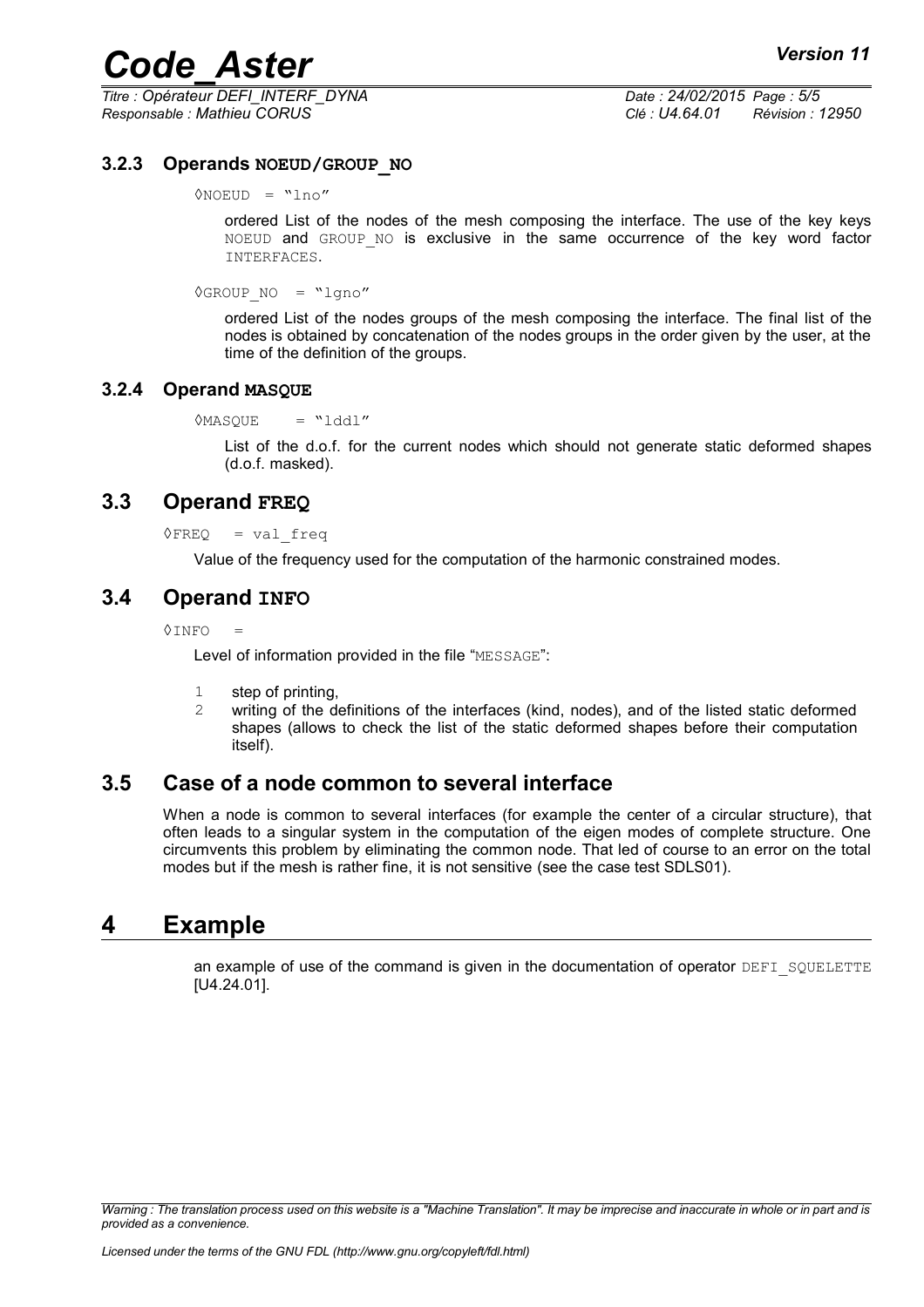### 3.2.3 Operands NOEUD/GROUP_NO

◊NOEUD = "lno"

ordered List of the nodes of the mesh composing the interface. The use of the key keys NOEUD and GROUP_NO is exclusive in the same occurrence of the key word factor INTERFACES.

◊GROUP_NO = "lgno"

ordered List of the nodes groups of the mesh composing the interface. The final list of the nodes is obtained by concatenation of the nodes groups in the order given by the user, at the time of the definition of the groups.

### 3.2.4 Operand MASQUE

◊MASQUE = "lddl"

List of the d.o.f. for the current nodes which should not generate static deformed shapes (d.o.f. masked).

## 3.3 Operand FREQ

◊FREQ = val_freq

Value of the frequency used for the computation of the harmonic constrained modes.

## 3.4 Operand INFO

◊INFO =

Level of information provided in the file "MESSAGE":

1 step of printing,

2 writing of the definitions of the interfaces (kind, nodes), and of the listed static deformed shapes (allows to check the list of the static deformed shapes before their computation itself).

## 3.5 Case of a node common to several interface

When a node is common to several interfaces (for example the center of a circular structure), that often leads to a singular system in the computation of the eigen modes of complete structure. One circumvents this problem by eliminating the common node. That led of course to an error on the total modes but if the mesh is rather fine, it is not sensitive (see the case test SDLS01).

# 4 Example

an example of use of the command is given in the documentation of operator DEFI_SQUELETTE [U4.24.01].